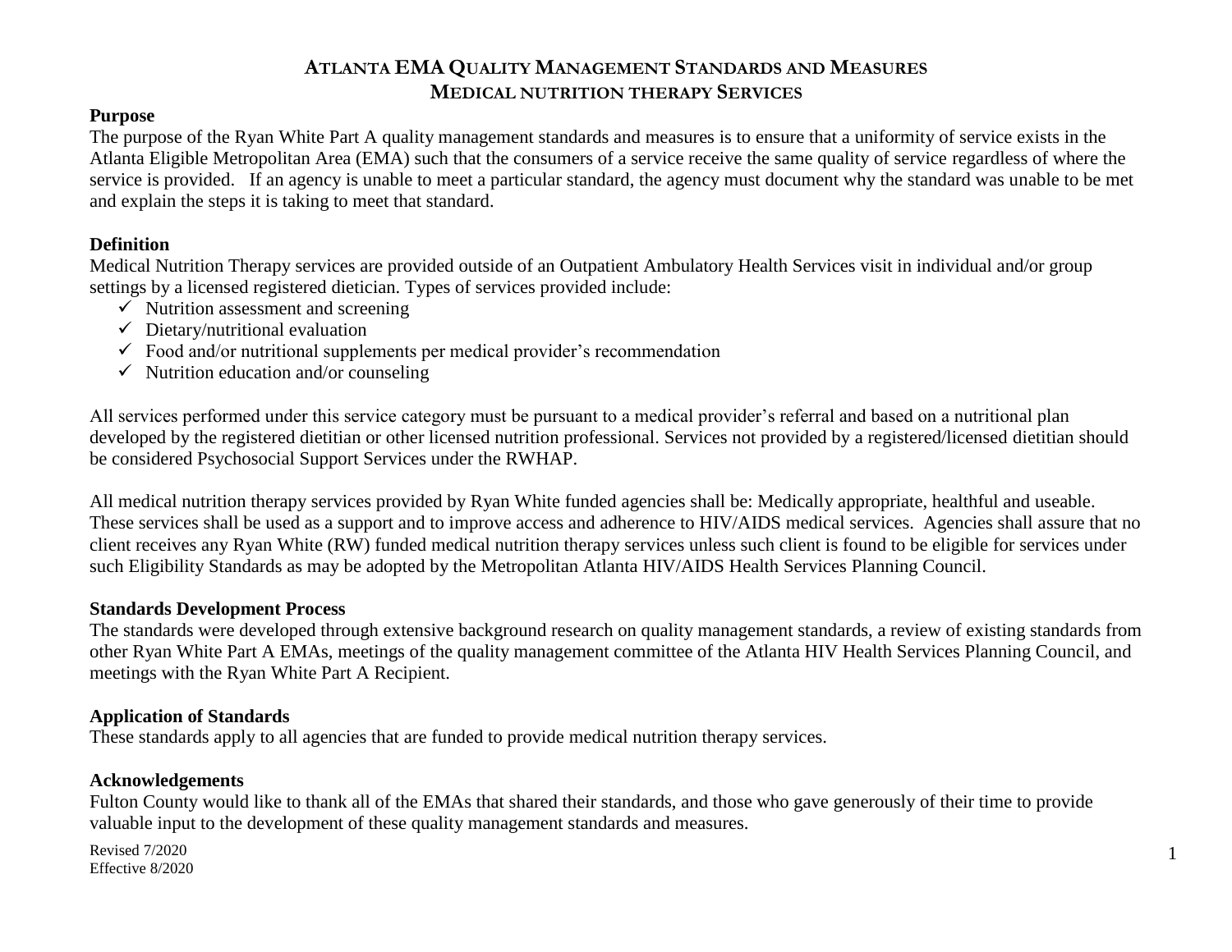# ATLANTA EMA QUALITY MANAGEMENT STANDARDS AND MEASURES
## MEDICAL NUTRITION THERAPY SERVICES

### Purpose

The purpose of the Ryan White Part A quality management standards and measures is to ensure that a uniformity of service exists in the Atlanta Eligible Metropolitan Area (EMA) such that the consumers of a service receive the same quality of service regardless of where the service is provided. If an agency is unable to meet a particular standard, the agency must document why the standard was unable to be met and explain the steps it is taking to meet that standard.

### Definition

Medical Nutrition Therapy services are provided outside of an Outpatient Ambulatory Health Services visit in individual and/or group settings by a licensed registered dietician. Types of services provided include:

- ✓ Nutrition assessment and screening
- ✓ Dietary/nutritional evaluation
- ✓ Food and/or nutritional supplements per medical provider's recommendation
- ✓ Nutrition education and/or counseling

All services performed under this service category must be pursuant to a medical provider's referral and based on a nutritional plan developed by the registered dietitian or other licensed nutrition professional. Services not provided by a registered/licensed dietitian should be considered Psychosocial Support Services under the RWHAP.

All medical nutrition therapy services provided by Ryan White funded agencies shall be: Medically appropriate, healthful and useable. These services shall be used as a support and to improve access and adherence to HIV/AIDS medical services. Agencies shall assure that no client receives any Ryan White (RW) funded medical nutrition therapy services unless such client is found to be eligible for services under such Eligibility Standards as may be adopted by the Metropolitan Atlanta HIV/AIDS Health Services Planning Council.

### Standards Development Process

The standards were developed through extensive background research on quality management standards, a review of existing standards from other Ryan White Part A EMAs, meetings of the quality management committee of the Atlanta HIV Health Services Planning Council, and meetings with the Ryan White Part A Recipient.

### Application of Standards

These standards apply to all agencies that are funded to provide medical nutrition therapy services.

### Acknowledgements

Fulton County would like to thank all of the EMAs that shared their standards, and those who gave generously of their time to provide valuable input to the development of these quality management standards and measures.

Revised 7/2020
Effective 8/2020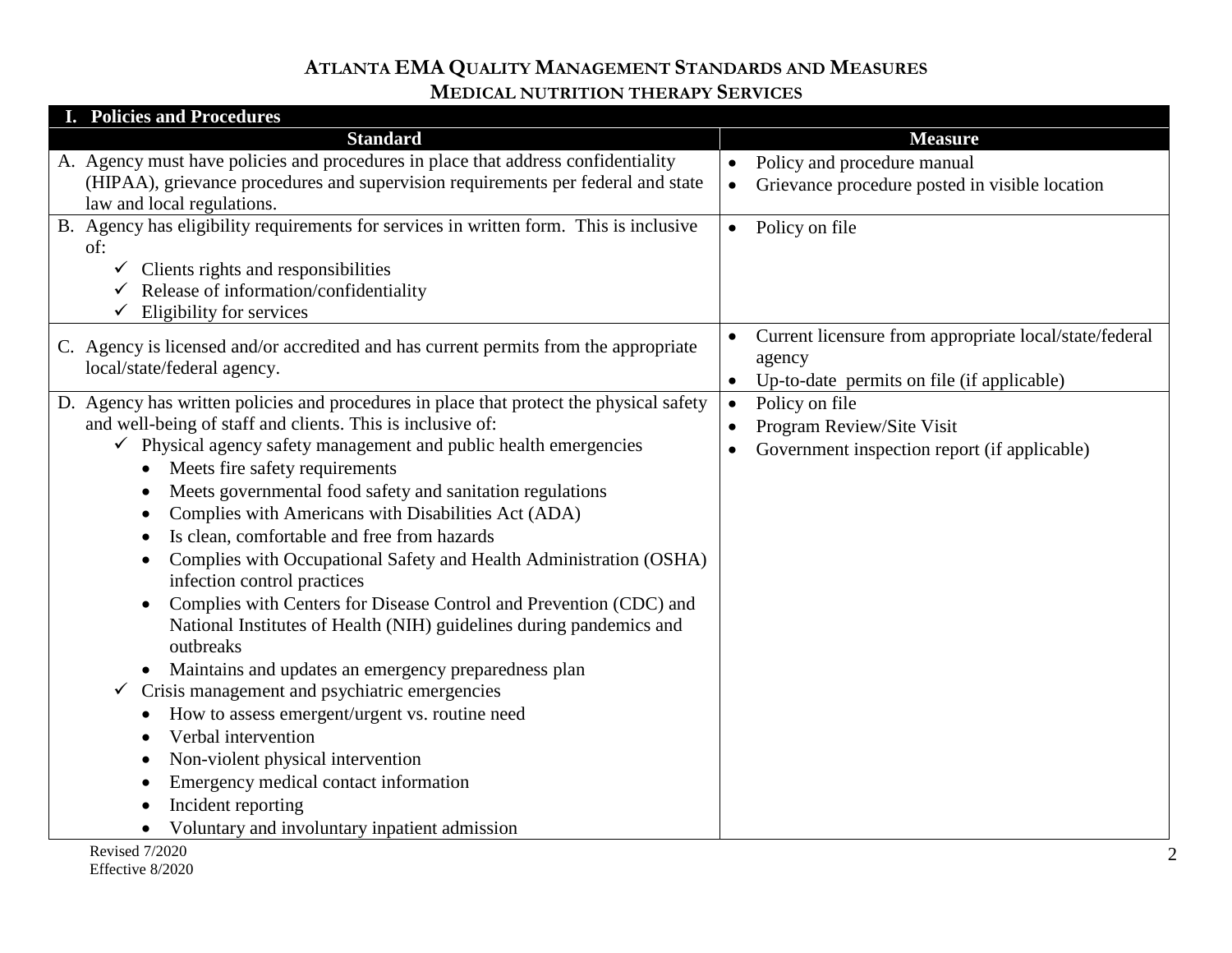# Atlanta EMA Quality Management Standards and Measures

## Medical Nutrition Therapy Services

### I. Policies and Procedures

| Standard | Measure |
|---|---|
| A. Agency must have policies and procedures in place that address confidentiality (HIPAA), grievance procedures and supervision requirements per federal and state law and local regulations. | • Policy and procedure manual<br>• Grievance procedure posted in visible location |
| B. Agency has eligibility requirements for services in written form. This is inclusive of:<br>✓ Clients rights and responsibilities<br>✓ Release of information/confidentiality<br>✓ Eligibility for services | • Policy on file |
| C. Agency is licensed and/or accredited and has current permits from the appropriate local/state/federal agency. | • Current licensure from appropriate local/state/federal agency<br>• Up-to-date permits on file (if applicable) |
| D. Agency has written policies and procedures in place that protect the physical safety and well-being of staff and clients. This is inclusive of:<br>✓ Physical agency safety management and public health emergencies<br>• Meets fire safety requirements<br>• Meets governmental food safety and sanitation regulations<br>• Complies with Americans with Disabilities Act (ADA)<br>• Is clean, comfortable and free from hazards<br>• Complies with Occupational Safety and Health Administration (OSHA) infection control practices<br>• Complies with Centers for Disease Control and Prevention (CDC) and National Institutes of Health (NIH) guidelines during pandemics and outbreaks<br>• Maintains and updates an emergency preparedness plan<br>✓ Crisis management and psychiatric emergencies<br>• How to assess emergent/urgent vs. routine need<br>• Verbal intervention<br>• Non-violent physical intervention<br>• Emergency medical contact information<br>• Incident reporting<br>• Voluntary and involuntary inpatient admission | • Policy on file<br>• Program Review/Site Visit<br>• Government inspection report (if applicable) |

Revised 7/2020
Effective 8/2020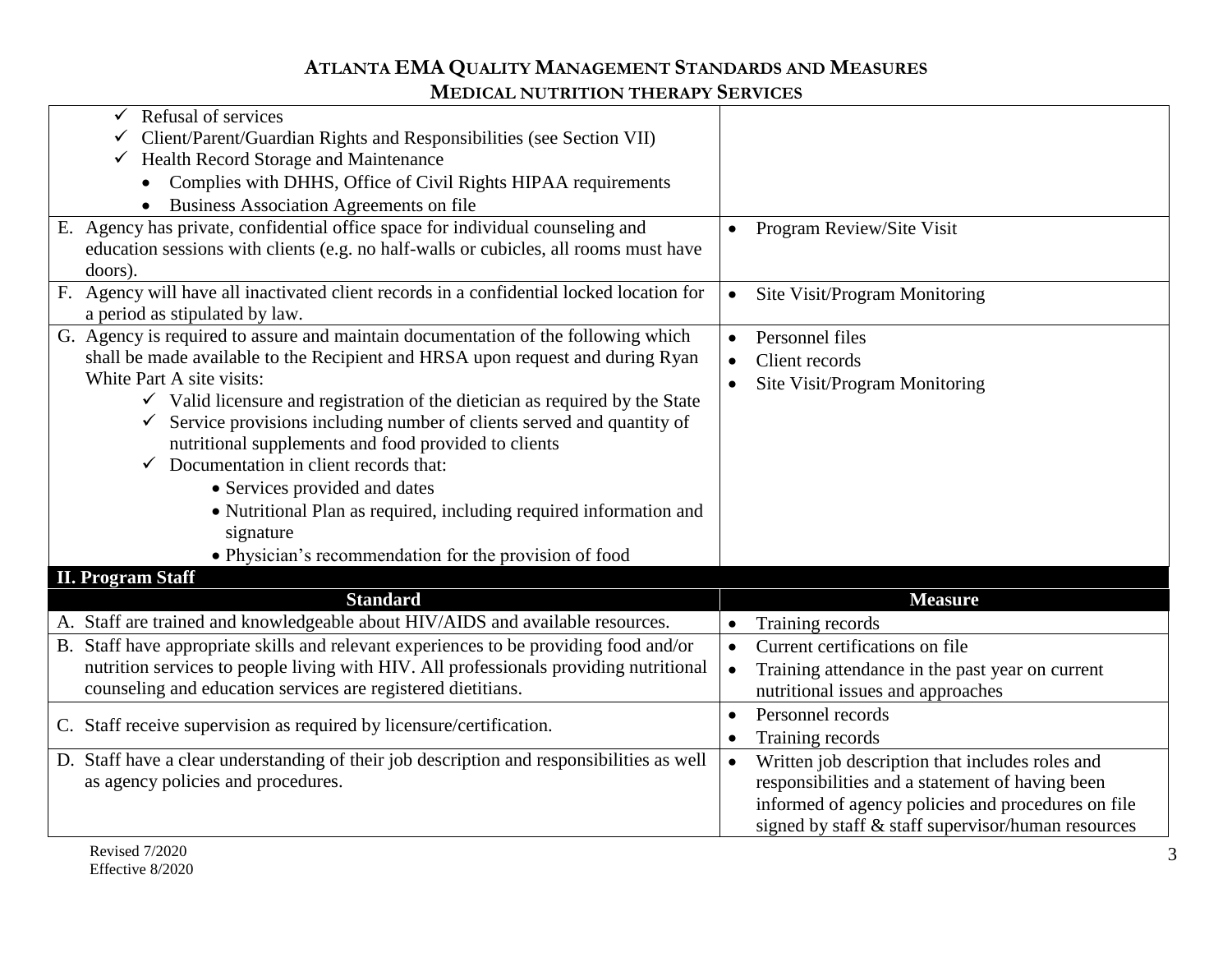| Standard | Measure |
|---|---|
| ✓ Refusal of services<br>✓ Client/Parent/Guardian Rights and Responsibilities (see Section VII)<br>✓ Health Record Storage and Maintenance<br>• Complies with DHHS, Office of Civil Rights HIPAA requirements<br>• Business Association Agreements on file | |
| E. Agency has private, confidential office space for individual counseling and education sessions with clients (e.g. no half-walls or cubicles, all rooms must have doors). | • Program Review/Site Visit |
| F. Agency will have all inactivated client records in a confidential locked location for a period as stipulated by law. | • Site Visit/Program Monitoring |
| G. Agency is required to assure and maintain documentation of the following which shall be made available to the Recipient and HRSA upon request and during Ryan White Part A site visits:<br>✓ Valid licensure and registration of the dietician as required by the State<br>✓ Service provisions including number of clients served and quantity of nutritional supplements and food provided to clients<br>✓ Documentation in client records that:<br>• Services provided and dates<br>• Nutritional Plan as required, including required information and signature<br>• Physician's recommendation for the provision of food | • Personnel files<br>• Client records<br>• Site Visit/Program Monitoring |

**II. Program Staff**

| Standard | Measure |
|---|---|
| A. Staff are trained and knowledgeable about HIV/AIDS and available resources. | • Training records |
| B. Staff have appropriate skills and relevant experiences to be providing food and/or nutrition services to people living with HIV. All professionals providing nutritional counseling and education services are registered dietitians. | • Current certifications on file<br>• Training attendance in the past year on current nutritional issues and approaches |
| C. Staff receive supervision as required by licensure/certification. | • Personnel records<br>• Training records |
| D. Staff have a clear understanding of their job description and responsibilities as well as agency policies and procedures. | • Written job description that includes roles and responsibilities and a statement of having been informed of agency policies and procedures on file signed by staff & staff supervisor/human resources |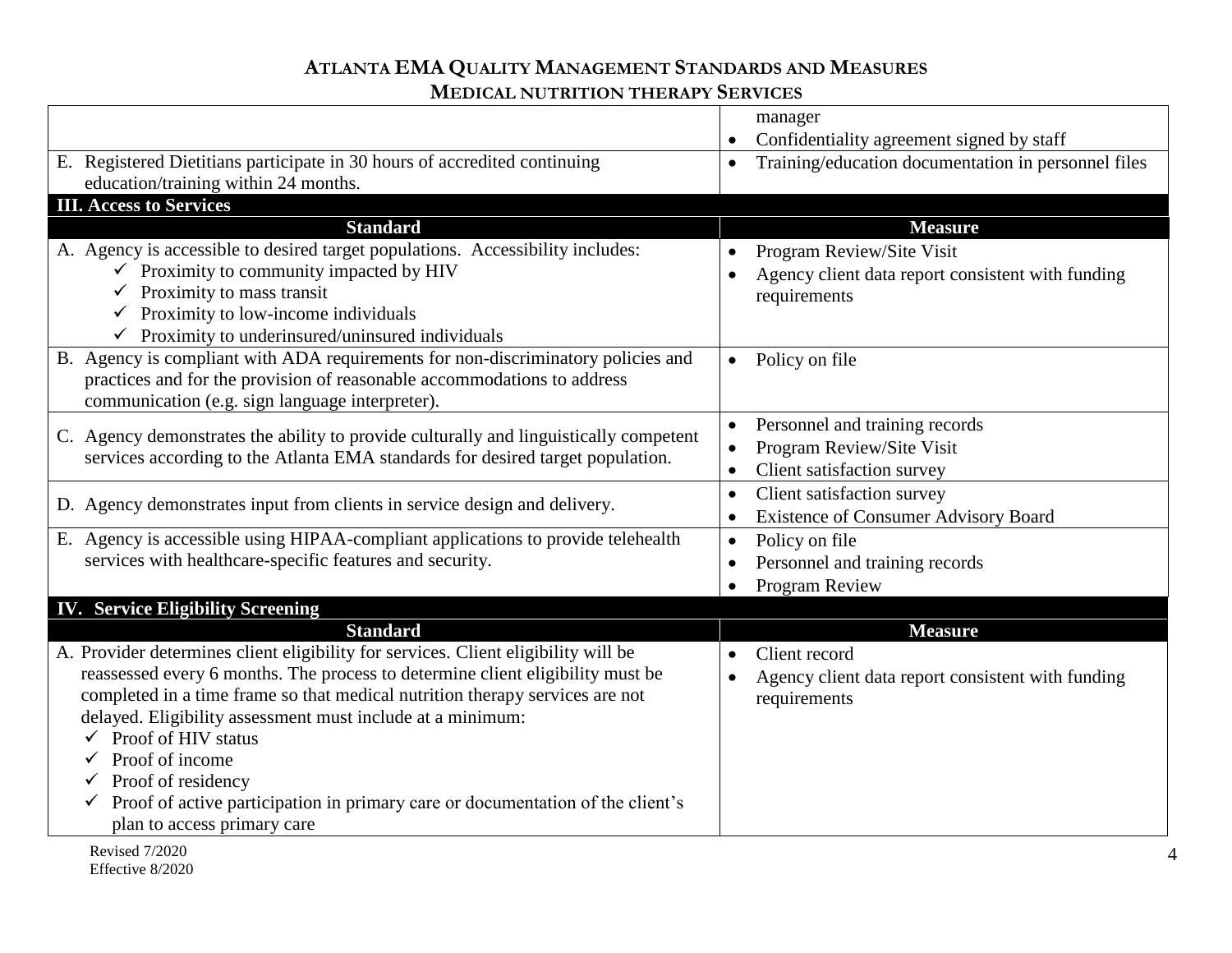| | |
|---|---|
| | manager<br>• Confidentiality agreement signed by staff |
| E. Registered Dietitians participate in 30 hours of accredited continuing education/training within 24 months. | • Training/education documentation in personnel files |
| **III. Access to Services** | |
| **Standard** | **Measure** |
| A. Agency is accessible to desired target populations. Accessibility includes:<br>✓ Proximity to community impacted by HIV<br>✓ Proximity to mass transit<br>✓ Proximity to low-income individuals<br>✓ Proximity to underinsured/uninsured individuals | • Program Review/Site Visit<br>• Agency client data report consistent with funding requirements |
| B. Agency is compliant with ADA requirements for non-discriminatory policies and practices and for the provision of reasonable accommodations to address communication (e.g. sign language interpreter). | • Policy on file |
| C. Agency demonstrates the ability to provide culturally and linguistically competent services according to the Atlanta EMA standards for desired target population. | • Personnel and training records<br>• Program Review/Site Visit<br>• Client satisfaction survey |
| D. Agency demonstrates input from clients in service design and delivery. | • Client satisfaction survey<br>• Existence of Consumer Advisory Board |
| E. Agency is accessible using HIPAA-compliant applications to provide telehealth services with healthcare-specific features and security. | • Policy on file<br>• Personnel and training records<br>• Program Review |
| **IV. Service Eligibility Screening** | |
| **Standard** | **Measure** |
| A. Provider determines client eligibility for services. Client eligibility will be reassessed every 6 months. The process to determine client eligibility must be completed in a time frame so that medical nutrition therapy services are not delayed. Eligibility assessment must include at a minimum:<br>✓ Proof of HIV status<br>✓ Proof of income<br>✓ Proof of residency<br>✓ Proof of active participation in primary care or documentation of the client's plan to access primary care | • Client record<br>• Agency client data report consistent with funding requirements |

Revised 7/2020
Effective 8/2020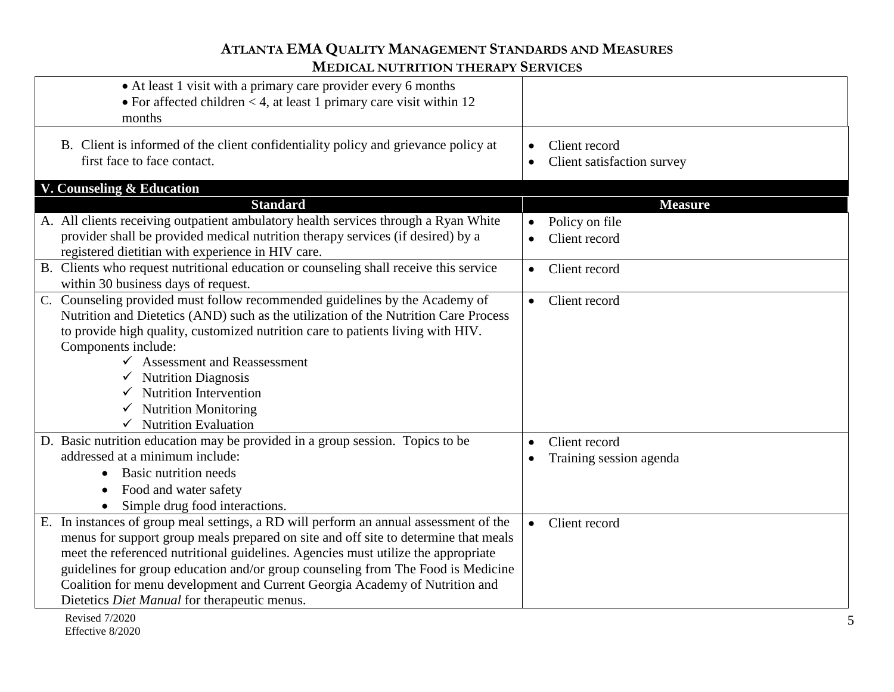| | |
|---|---|
| • At least 1 visit with a primary care provider every 6 months<br>• For affected children < 4, at least 1 primary care visit within 12 months | |
| B. Client is informed of the client confidentiality policy and grievance policy at first face to face contact. | • Client record<br>• Client satisfaction survey |

**V. Counseling & Education**

| Standard | Measure |
|---|---|
| A. All clients receiving outpatient ambulatory health services through a Ryan White provider shall be provided medical nutrition therapy services (if desired) by a registered dietitian with experience in HIV care. | • Policy on file<br>• Client record |
| B. Clients who request nutritional education or counseling shall receive this service within 30 business days of request. | • Client record |
| C. Counseling provided must follow recommended guidelines by the Academy of Nutrition and Dietetics (AND) such as the utilization of the Nutrition Care Process to provide high quality, customized nutrition care to patients living with HIV. Components include:<br>✓ Assessment and Reassessment<br>✓ Nutrition Diagnosis<br>✓ Nutrition Intervention<br>✓ Nutrition Monitoring<br>✓ Nutrition Evaluation | • Client record |
| D. Basic nutrition education may be provided in a group session. Topics to be addressed at a minimum include:<br>• Basic nutrition needs<br>• Food and water safety<br>• Simple drug food interactions. | • Client record<br>• Training session agenda |
| E. In instances of group meal settings, a RD will perform an annual assessment of the menus for support group meals prepared on site and off site to determine that meals meet the referenced nutritional guidelines. Agencies must utilize the appropriate guidelines for group education and/or group counseling from The Food is Medicine Coalition for menu development and Current Georgia Academy of Nutrition and Dietetics *Diet Manual* for therapeutic menus. | • Client record |

Revised 7/2020
Effective 8/2020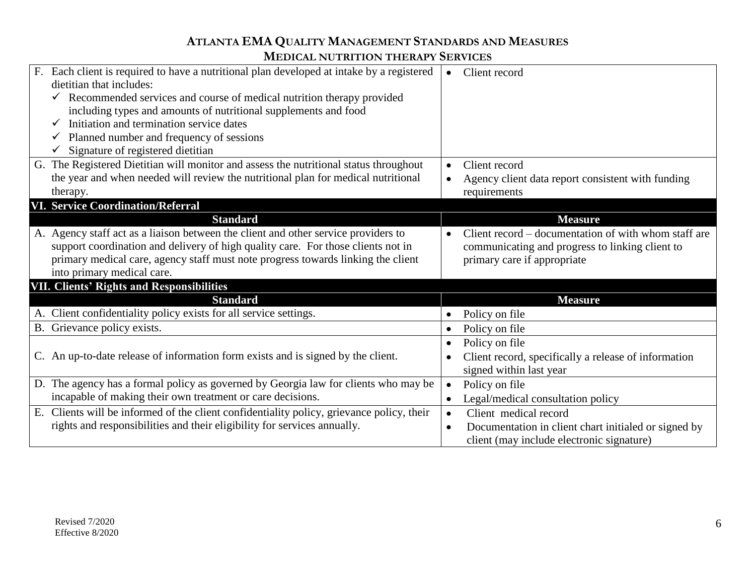# ATLANTA EMA QUALITY MANAGEMENT STANDARDS AND MEASURES
## MEDICAL NUTRITION THERAPY SERVICES

| | |
|---|---|
| F. Each client is required to have a nutritional plan developed at intake by a registered dietitian that includes:<br>✓ Recommended services and course of medical nutrition therapy provided including types and amounts of nutritional supplements and food<br>✓ Initiation and termination service dates<br>✓ Planned number and frequency of sessions<br>✓ Signature of registered dietitian | • Client record |
| G. The Registered Dietitian will monitor and assess the nutritional status throughout the year and when needed will review the nutritional plan for medical nutritional therapy. | • Client record<br>• Agency client data report consistent with funding requirements |

**VI. Service Coordination/Referral**

| Standard | Measure |
|---|---|
| A. Agency staff act as a liaison between the client and other service providers to support coordination and delivery of high quality care. For those clients not in primary medical care, agency staff must note progress towards linking the client into primary medical care. | • Client record – documentation of with whom staff are communicating and progress to linking client to primary care if appropriate |

**VII. Clients' Rights and Responsibilities**

| Standard | Measure |
|---|---|
| A. Client confidentiality policy exists for all service settings. | • Policy on file |
| B. Grievance policy exists. | • Policy on file |
| C. An up-to-date release of information form exists and is signed by the client. | • Policy on file<br>• Client record, specifically a release of information signed within last year |
| D. The agency has a formal policy as governed by Georgia law for clients who may be incapable of making their own treatment or care decisions. | • Policy on file<br>• Legal/medical consultation policy |
| E. Clients will be informed of the client confidentiality policy, grievance policy, their rights and responsibilities and their eligibility for services annually. | • Client medical record<br>• Documentation in client chart initialed or signed by client (may include electronic signature) |

Revised 7/2020
Effective 8/2020